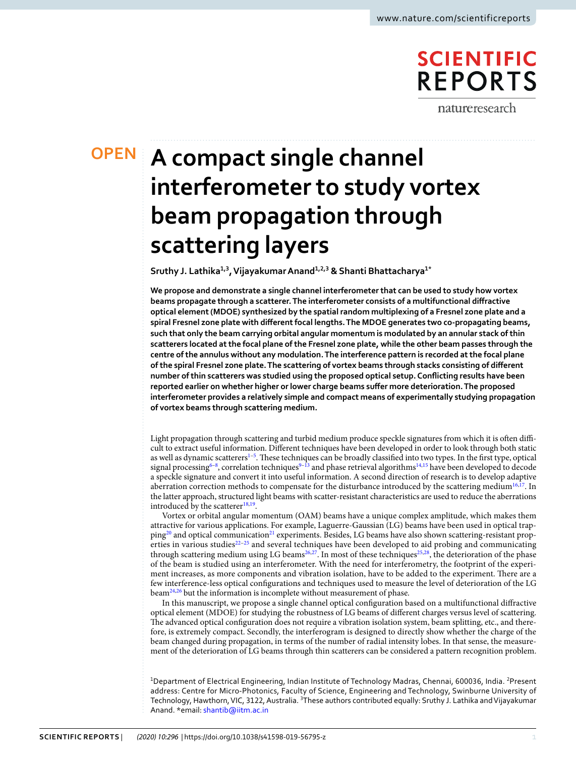OPEN

# A compact single channel interferometer to study vortex beam propagation through scattering layers

**Sruthy J. Lathika[1,3], Vijayakumar Anand[1,2,3] & Shanti Bhattacharya[1*]**

**We propose and demonstrate a single channel interferometer that can be used to study how vortex beams propagate through a scatterer. The interferometer consists of a multifunctional diffractive optical element (MDOE) synthesized by the spatial random multiplexing of a Fresnel zone plate and a spiral Fresnel zone plate with different focal lengths. The MDOE generates two co-propagating beams, such that only the beam carrying orbital angular momentum is modulated by an annular stack of thin scatterers located at the focal plane of the Fresnel zone plate, while the other beam passes through the centre of the annulus without any modulation. The interference pattern is recorded at the focal plane of the spiral Fresnel zone plate. The scattering of vortex beams through stacks consisting of different number of thin scatterers was studied using the proposed optical setup. Conflicting results have been reported earlier on whether higher or lower charge beams suffer more deterioration. The proposed interferometer provides a relatively simple and compact means of experimentally studying propagation of vortex beams through scattering medium.**

Light propagation through scattering and turbid medium produce speckle signatures from which it is often difficult to extract useful information. Different techniques have been developed in order to look through both static as well as dynamic scatterers[1–5]. These techniques can be broadly classified into two types. In the first type, optical signal processing[6–8], correlation techniques[9–13] and phase retrieval algorithms[14,15] have been developed to decode a speckle signature and convert it into useful information. A second direction of research is to develop adaptive aberration correction methods to compensate for the disturbance introduced by the scattering medium[16,17]. In the latter approach, structured light beams with scatter-resistant characteristics are used to reduce the aberrations introduced by the scatterer[18,19].

Vortex or orbital angular momentum (OAM) beams have a unique complex amplitude, which makes them attractive for various applications. For example, Laguerre-Gaussian (LG) beams have been used in optical trapping[20] and optical communication[21] experiments. Besides, LG beams have also shown scattering-resistant properties in various studies[22–25] and several techniques have been developed to aid probing and communicating through scattering medium using LG beams[26,27]. In most of these techniques[25,28], the deterioration of the phase of the beam is studied using an interferometer. With the need for interferometry, the footprint of the experiment increases, as more components and vibration isolation, have to be added to the experiment. There are a few interference-less optical configurations and techniques used to measure the level of deterioration of the LG beam[24,26] but the information is incomplete without measurement of phase.

In this manuscript, we propose a single channel optical configuration based on a multifunctional diffractive optical element (MDOE) for studying the robustness of LG beams of different charges versus level of scattering. The advanced optical configuration does not require a vibration isolation system, beam splitting, etc., and therefore, is extremely compact. Secondly, the interferogram is designed to directly show whether the charge of the beam changed during propagation, in terms of the number of radial intensity lobes. In that sense, the measurement of the deterioration of LG beams through thin scatterers can be considered a pattern recognition problem.

[1]Department of Electrical Engineering, Indian Institute of Technology Madras, Chennai, 600036, India. [2]Present address: Centre for Micro-Photonics, Faculty of Science, Engineering and Technology, Swinburne University of Technology, Hawthorn, VIC, 3122, Australia. [3]These authors contributed equally: Sruthy J. Lathika and Vijayakumar Anand. *email: shantib@iitm.ac.in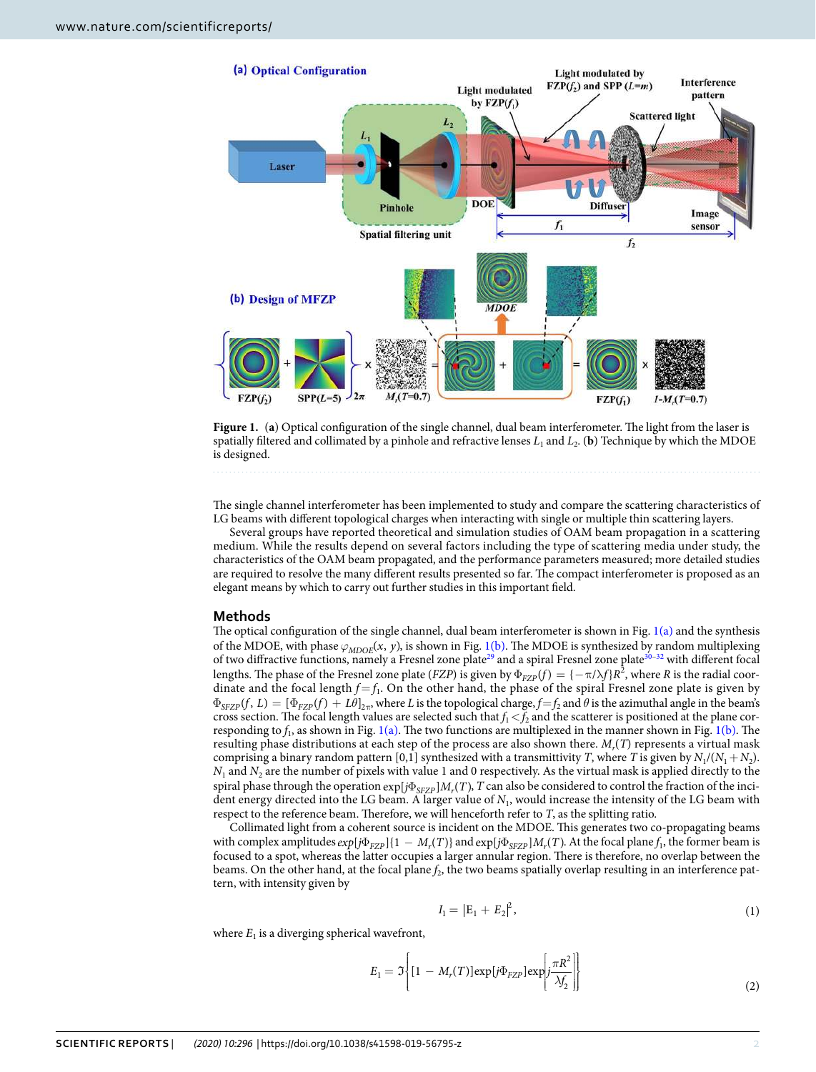**(a) Optical Configuration**

Laser

L1

Pinhole

L2

Spatial filtering unit

Light modulated by FZP(f1)

DOE

Light modulated by FZP(f2) and SPP (L=m)

Scattered light

Diffuser

Interference pattern

Image sensor

f1

f2

**(b) Design of MFZP**

FZP(f2)

SPP(L=5)

2π

Mr(T=0.7)

MDOE

FZP(f1)

1-Mr(T=0.7)

**Figure 1.** (**a**) Optical configuration of the single channel, dual beam interferometer. The light from the laser is spatially filtered and collimated by a pinhole and refractive lenses $L_1$ and $L_2$. (**b**) Technique by which the MDOE is designed.

The single channel interferometer has been implemented to study and compare the scattering characteristics of LG beams with different topological charges when interacting with single or multiple thin scattering layers.

Several groups have reported theoretical and simulation studies of OAM beam propagation in a scattering medium. While the results depend on several factors including the type of scattering media under study, the characteristics of the OAM beam propagated, and the performance parameters measured; more detailed studies are required to resolve the many different results presented so far. The compact interferometer is proposed as an elegant means by which to carry out further studies in this important field.

## Methods

The optical configuration of the single channel, dual beam interferometer is shown in Fig. 1(a) and the synthesis of the MDOE, with phase $\varphi_{MDOE}(x, y)$, is shown in Fig. 1(b). The MDOE is synthesized by random multiplexing of two diffractive functions, namely a Fresnel zone plate[29] and a spiral Fresnel zone plate[30–32] with different focal lengths. The phase of the Fresnel zone plate (*FZP*) is given by $\Phi_{FZP}(f) = \{-\pi/\lambda f\}R^2$, where $R$ is the radial coordinate and the focal length $f = f_1$. On the other hand, the phase of the spiral Fresnel zone plate is given by $\Phi_{SFZP}(f, L) = [\Phi_{FZP}(f) + L\theta]_{2\pi}$, where $L$ is the topological charge, $f = f_2$ and $\theta$ is the azimuthal angle in the beam's cross section. The focal length values are selected such that $f_1 < f_2$ and the scatterer is positioned at the plane corresponding to $f_1$, as shown in Fig. 1(a). The two functions are multiplexed in the manner shown in Fig. 1(b). The resulting phase distributions at each step of the process are also shown there. $M_r(T)$ represents a virtual mask comprising a binary random pattern [0,1] synthesized with a transmittivity $T$, where $T$ is given by $N_1/(N_1 + N_2)$. $N_1$ and $N_2$ are the number of pixels with value 1 and 0 respectively. As the virtual mask is applied directly to the spiral phase through the operation $\exp[j\Phi_{SFZP}]M_r(T)$, $T$ can also be considered to control the fraction of the incident energy directed into the LG beam. A larger value of $N_1$, would increase the intensity of the LG beam with respect to the reference beam. Therefore, we will henceforth refer to $T$, as the splitting ratio.

Collimated light from a coherent source is incident on the MDOE. This generates two co-propagating beams with complex amplitudes $exp[j\Phi_{FZP}]\{1 - M_r(T)\}$ and $exp[j\Phi_{SFZP}]M_r(T)$. At the focal plane $f_1$, the former beam is focused to a spot, whereas the latter occupies a larger annular region. There is therefore, no overlap between the beams. On the other hand, at the focal plane $f_2$, the two beams spatially overlap resulting in an interference pattern, with intensity given by

$$I_1 = |E_1 + E_2|^2, \tag{1}$$

where $E_1$ is a diverging spherical wavefront,

$$E_1 = \Im\left\{[1 - M_r(T)]\exp[j\Phi_{FZP}]\exp\left[j\frac{\pi R^2}{\lambda f_2}\right]\right\} \tag{2}$$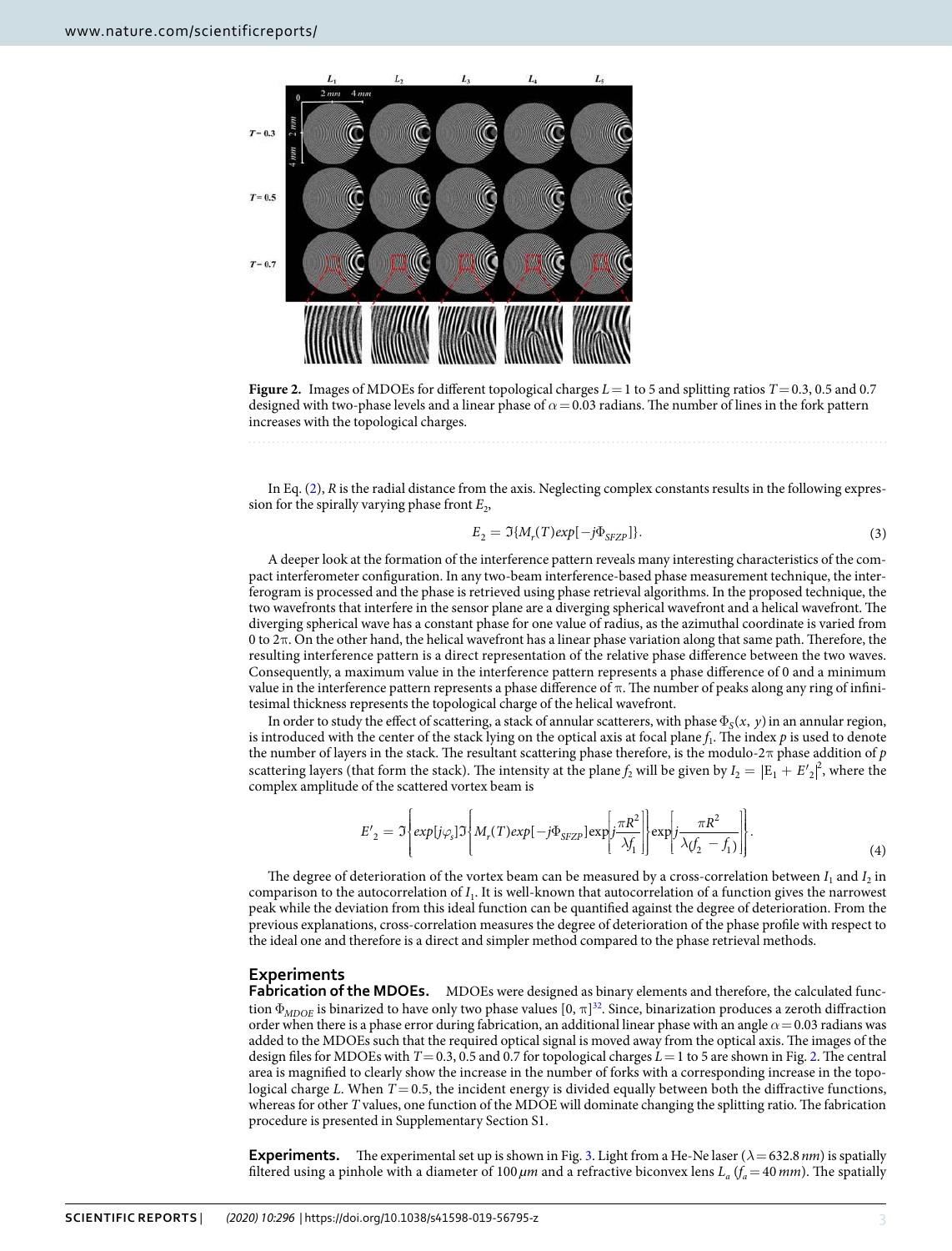L1 L2 L3 L4 L5

0 2 mm 4 mm

T = 0.3

T = 0.5

T = 0.7

**Figure 2.** Images of MDOEs for different topological charges $L=1$ to 5 and splitting ratios $T=0.3$, 0.5 and 0.7 designed with two-phase levels and a linear phase of $\alpha=0.03$ radians. The number of lines in the fork pattern increases with the topological charges.

In Eq. (2), $R$ is the radial distance from the axis. Neglecting complex constants results in the following expression for the spirally varying phase front $E_2$,

$$E_2 = \Im\{M_r(T)exp[-j\Phi_{SFZP}]\}. \tag{3}$$

A deeper look at the formation of the interference pattern reveals many interesting characteristics of the compact interferometer configuration. In any two-beam interference-based phase measurement technique, the interferogram is processed and the phase is retrieved using phase retrieval algorithms. In the proposed technique, the two wavefronts that interfere in the sensor plane are a diverging spherical wavefront and a helical wavefront. The diverging spherical wave has a constant phase for one value of radius, as the azimuthal coordinate is varied from 0 to 2π. On the other hand, the helical wavefront has a linear phase variation along that same path. Therefore, the resulting interference pattern is a direct representation of the relative phase difference between the two waves. Consequently, a maximum value in the interference pattern represents a phase difference of 0 and a minimum value in the interference pattern represents a phase difference of π. The number of peaks along any ring of infinitesimal thickness represents the topological charge of the helical wavefront.

In order to study the effect of scattering, a stack of annular scatterers, with phase $\Phi_S(x, y)$ in an annular region, is introduced with the center of the stack lying on the optical axis at focal plane $f_1$. The index $p$ is used to denote the number of layers in the stack. The resultant scattering phase therefore, is the modulo-2π phase addition of $p$ scattering layers (that form the stack). The intensity at the plane $f_2$ will be given by $I_2 = |E_1 + E'_2|^2$, where the complex amplitude of the scattered vortex beam is

$$E'_2 = \Im\left\{exp[j\varphi_s]\Im\left\{M_r(T)exp[-j\Phi_{SFZP}]\exp\left[j\frac{\pi R^2}{\lambda f_1}\right]\right\}\exp\left[j\frac{\pi R^2}{\lambda(f_2-f_1)}\right]\right\}. \tag{4}$$

The degree of deterioration of the vortex beam can be measured by a cross-correlation between $I_1$ and $I_2$ in comparison to the autocorrelation of $I_1$. It is well-known that autocorrelation of a function gives the narrowest peak while the deviation from this ideal function can be quantified against the degree of deterioration. From the previous explanations, cross-correlation measures the degree of deterioration of the phase profile with respect to the ideal one and therefore is a direct and simpler method compared to the phase retrieval methods.

## Experiments

**Fabrication of the MDOEs.** MDOEs were designed as binary elements and therefore, the calculated function $\Phi_{MDOE}$ is binarized to have only two phase values [0, π][32]. Since, binarization produces a zeroth diffraction order when there is a phase error during fabrication, an additional linear phase with an angle $\alpha=0.03$ radians was added to the MDOEs such that the required optical signal is moved away from the optical axis. The images of the design files for MDOEs with $T=0.3$, 0.5 and 0.7 for topological charges $L=1$ to 5 are shown in Fig. 2. The central area is magnified to clearly show the increase in the number of forks with a corresponding increase in the topological charge $L$. When $T=0.5$, the incident energy is divided equally between both the diffractive functions, whereas for other $T$ values, one function of the MDOE will dominate changing the splitting ratio. The fabrication procedure is presented in Supplementary Section S1.

**Experiments.** The experimental set up is shown in Fig. 3. Light from a He-Ne laser ($\lambda=632.8\,nm$) is spatially filtered using a pinhole with a diameter of 100 $\mu m$ and a refractive biconvex lens $L_a$ ($f_a=40\,mm$). The spatially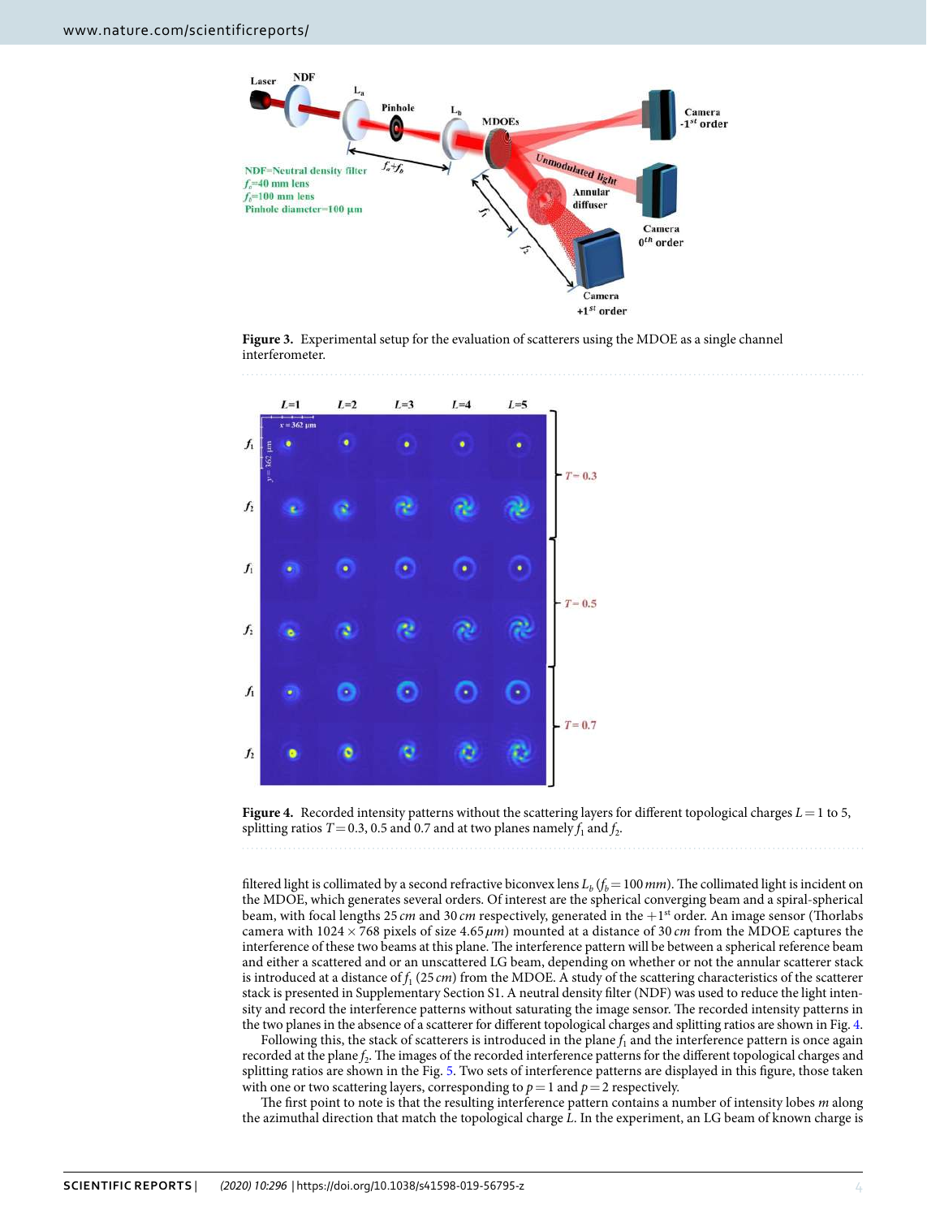Laser

NDF

$L_a$

Pinhole

$L_b$

MDOEs

Camera -1$^{st}$ order

Unmodulated light

Annular diffuser

Camera 0$^{th}$ order

Camera +1$^{st}$ order

NDF=Neutral density filter

$f_a$=40 mm lens

$f_b$=100 mm lens

Pinhole diameter=100 μm

$f_a$+$f_b$

$f_1$

$f_2$

**Figure 3.** Experimental setup for the evaluation of scatterers using the MDOE as a single channel interferometer.

$L$=1 $L$=2 $L$=3 $L$=4 $L$=5

$x$ = 362 μm

$y$ = 362 μm

$f_1$

$f_2$

$T$ = 0.3

$T$ = 0.5

$T$ = 0.7

**Figure 4.** Recorded intensity patterns without the scattering layers for different topological charges $L=1$ to 5, splitting ratios $T=0.3$, 0.5 and 0.7 and at two planes namely $f_1$ and $f_2$.

filtered light is collimated by a second refractive biconvex lens $L_b$ ($f_b = 100\,mm$). The collimated light is incident on the MDOE, which generates several orders. Of interest are the spherical converging beam and a spiral-spherical beam, with focal lengths 25 *cm* and 30 *cm* respectively, generated in the $+1^{st}$ order. An image sensor (Thorlabs camera with $1024 \times 768$ pixels of size $4.65\,\mu m$) mounted at a distance of 30 *cm* from the MDOE captures the interference of these two beams at this plane. The interference pattern will be between a spherical reference beam and either a scattered and or an unscattered LG beam, depending on whether or not the annular scatterer stack is introduced at a distance of $f_1$ (25 *cm*) from the MDOE. A study of the scattering characteristics of the scatterer stack is presented in Supplementary Section S1. A neutral density filter (NDF) was used to reduce the light intensity and record the interference patterns without saturating the image sensor. The recorded intensity patterns in the two planes in the absence of a scatterer for different topological charges and splitting ratios are shown in Fig. 4.

Following this, the stack of scatterers is introduced in the plane $f_1$ and the interference pattern is once again recorded at the plane $f_2$. The images of the recorded interference patterns for the different topological charges and splitting ratios are shown in the Fig. 5. Two sets of interference patterns are displayed in this figure, those taken with one or two scattering layers, corresponding to $p=1$ and $p=2$ respectively.

The first point to note is that the resulting interference pattern contains a number of intensity lobes $m$ along the azimuthal direction that match the topological charge $L$. In the experiment, an LG beam of known charge is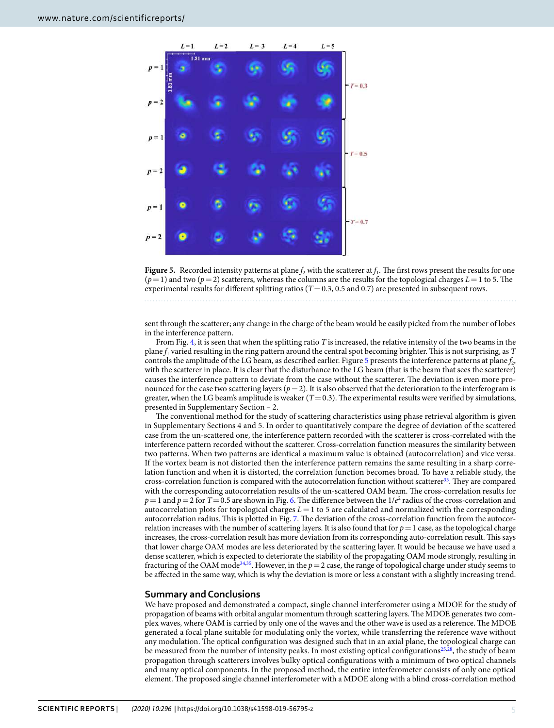L = 1 L = 2 L = 3 L = 4 L = 5

1.81 mm

1.81 mm

p = 1

p = 2

T = 0.3

p = 1

p = 2

T = 0.5

p = 1

p = 2

T = 0.7

**Figure 5.** Recorded intensity patterns at plane $f_2$ with the scatterer at $f_1$. The first rows present the results for one ($p=1$) and two ($p=2$) scatterers, whereas the columns are the results for the topological charges $L=1$ to 5. The experimental results for different splitting ratios ($T=0.3$, 0.5 and 0.7) are presented in subsequent rows.

sent through the scatterer; any change in the charge of the beam would be easily picked from the number of lobes in the interference pattern.

From Fig. 4, it is seen that when the splitting ratio $T$ is increased, the relative intensity of the two beams in the plane $f_1$ varied resulting in the ring pattern around the central spot becoming brighter. This is not surprising, as $T$ controls the amplitude of the LG beam, as described earlier. Figure 5 presents the interference patterns at plane $f_2$, with the scatterer in place. It is clear that the disturbance to the LG beam (that is the beam that sees the scatterer) causes the interference pattern to deviate from the case without the scatterer. The deviation is even more pronounced for the case two scattering layers ($p=2$). It is also observed that the deterioration to the interferogram is greater, when the LG beam's amplitude is weaker ($T=0.3$). The experimental results were verified by simulations, presented in Supplementary Section – 2.

The conventional method for the study of scattering characteristics using phase retrieval algorithm is given in Supplementary Sections 4 and 5. In order to quantitatively compare the degree of deviation of the scattered case from the un-scattered one, the interference pattern recorded with the scatterer is cross-correlated with the interference pattern recorded without the scatterer. Cross-correlation function measures the similarity between two patterns. When two patterns are identical a maximum value is obtained (autocorrelation) and vice versa. If the vortex beam is not distorted then the interference pattern remains the same resulting in a sharp correlation function and when it is distorted, the correlation function becomes broad. To have a reliable study, the cross-correlation function is compared with the autocorrelation function without scatterer[33]. They are compared with the corresponding autocorrelation results of the un-scattered OAM beam. The cross-correlation results for $p=1$ and $p=2$ for $T=0.5$ are shown in Fig. 6. The difference between the $1/e^2$ radius of the cross-correlation and autocorrelation plots for topological charges $L=1$ to 5 are calculated and normalized with the corresponding autocorrelation radius. This is plotted in Fig. 7. The deviation of the cross-correlation function from the autocorrelation increases with the number of scattering layers. It is also found that for $p=1$ case, as the topological charge increases, the cross-correlation result has more deviation from its corresponding auto-correlation result. This says that lower charge OAM modes are less deteriorated by the scattering layer. It would be because we have used a dense scatterer, which is expected to deteriorate the stability of the propagating OAM mode strongly, resulting in fracturing of the OAM mode[34,35]. However, in the $p=2$ case, the range of topological charge under study seems to be affected in the same way, which is why the deviation is more or less a constant with a slightly increasing trend.

## Summary and Conclusions

We have proposed and demonstrated a compact, single channel interferometer using a MDOE for the study of propagation of beams with orbital angular momentum through scattering layers. The MDOE generates two complex waves, where OAM is carried by only one of the waves and the other wave is used as a reference. The MDOE generated a focal plane suitable for modulating only the vortex, while transferring the reference wave without any modulation. The optical configuration was designed such that in an axial plane, the topological charge can be measured from the number of intensity peaks. In most existing optical configurations[25,28], the study of beam propagation through scatterers involves bulky optical configurations with a minimum of two optical channels and many optical components. In the proposed method, the entire interferometer consists of only one optical element. The proposed single channel interferometer with a MDOE along with a blind cross-correlation method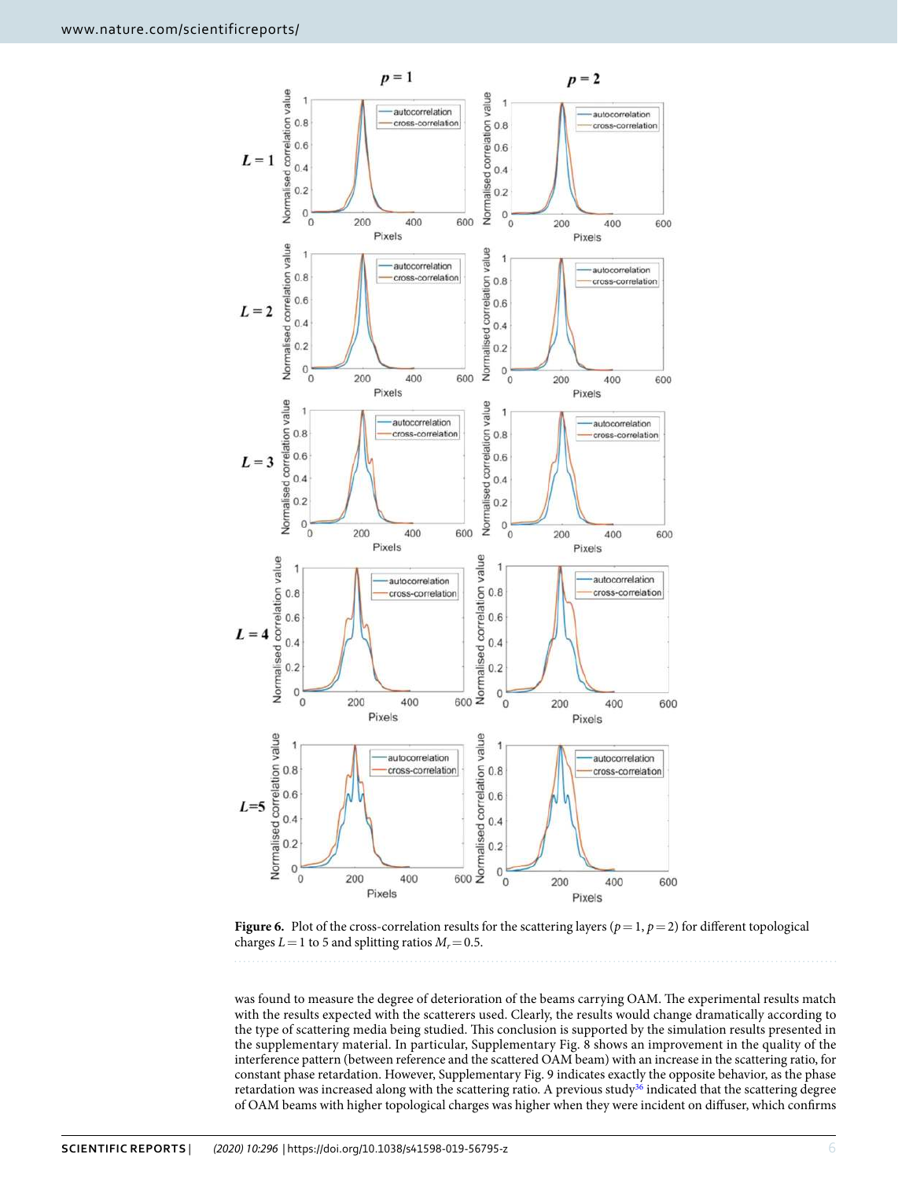p = 1

p = 2

L = 1

L = 2

L = 3

L = 4

L=5

Normalised correlation value

Pixels

autocorrelation

cross-correlation

0 0.2 0.4 0.6 0.8 1

0 200 400 600

**Figure 6.** Plot of the cross-correlation results for the scattering layers ($p = 1, p = 2$) for different topological charges $L = 1$ to 5 and splitting ratios $M_r = 0.5$.

was found to measure the degree of deterioration of the beams carrying OAM. The experimental results match with the results expected with the scatterers used. Clearly, the results would change dramatically according to the type of scattering media being studied. This conclusion is supported by the simulation results presented in the supplementary material. In particular, Supplementary Fig. 8 shows an improvement in the quality of the interference pattern (between reference and the scattered OAM beam) with an increase in the scattering ratio, for constant phase retardation. However, Supplementary Fig. 9 indicates exactly the opposite behavior, as the phase retardation was increased along with the scattering ratio. A previous study[36] indicated that the scattering degree of OAM beams with higher topological charges was higher when they were incident on diffuser, which confirms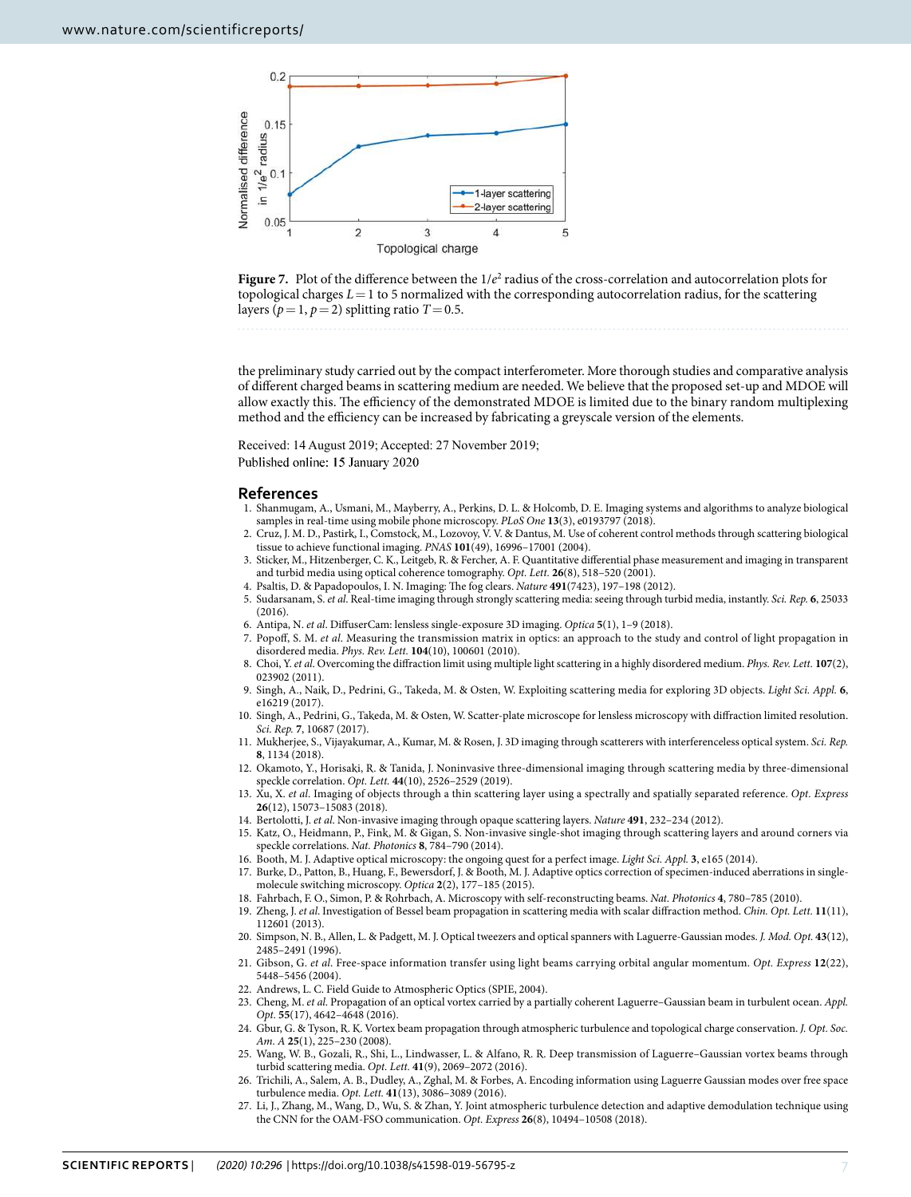0.2
0.15
0.1
0.05
Normalised difference in $1/e^2$ radius
1
2
3
4
5
Topological charge
1-layer scattering
2-layer scattering

**Figure 7.** Plot of the difference between the $1/e^2$ radius of the cross-correlation and autocorrelation plots for topological charges $L = 1$ to 5 normalized with the corresponding autocorrelation radius, for the scattering layers ($p = 1$, $p = 2$) splitting ratio $T = 0.5$.

the preliminary study carried out by the compact interferometer. More thorough studies and comparative analysis of different charged beams in scattering medium are needed. We believe that the proposed set-up and MDOE will allow exactly this. The efficiency of the demonstrated MDOE is limited due to the binary random multiplexing method and the efficiency can be increased by fabricating a greyscale version of the elements.

Received: 14 August 2019; Accepted: 27 November 2019;
Published online: 15 January 2020

## References

1. Shanmugam, A., Usmani, M., Mayberry, A., Perkins, D. L. & Holcomb, D. E. Imaging systems and algorithms to analyze biological samples in real-time using mobile phone microscopy. *PLoS One* **13**(3), e0193797 (2018).
2. Cruz, J. M. D., Pastirk, I., Comstock, M., Lozovoy, V. V. & Dantus, M. Use of coherent control methods through scattering biological tissue to achieve functional imaging. *PNAS* **101**(49), 16996–17001 (2004).
3. Sticker, M., Hitzenberger, C. K., Leitgeb, R. & Fercher, A. F. Quantitative differential phase measurement and imaging in transparent and turbid media using optical coherence tomography. *Opt. Lett.* **26**(8), 518–520 (2001).
4. Psaltis, D. & Papadopoulos, I. N. Imaging: The fog clears. *Nature* **491**(7423), 197–198 (2012).
5. Sudarsanam, S. *et al*. Real-time imaging through strongly scattering media: seeing through turbid media, instantly. *Sci. Rep.* **6**, 25033 (2016).
6. Antipa, N. *et al*. DiffuserCam: lensless single-exposure 3D imaging. *Optica* **5**(1), 1–9 (2018).
7. Popoff, S. M. *et al*. Measuring the transmission matrix in optics: an approach to the study and control of light propagation in disordered media. *Phys. Rev. Lett.* **104**(10), 100601 (2010).
8. Choi, Y. *et al*. Overcoming the diffraction limit using multiple light scattering in a highly disordered medium. *Phys. Rev. Lett.* **107**(2), 023902 (2011).
9. Singh, A., Naik, D., Pedrini, G., Takeda, M. & Osten, W. Exploiting scattering media for exploring 3D objects. *Light Sci. Appl.* **6**, e16219 (2017).
10. Singh, A., Pedrini, G., Takeda, M. & Osten, W. Scatter-plate microscope for lensless microscopy with diffraction limited resolution. *Sci. Rep.* **7**, 10687 (2017).
11. Mukherjee, S., Vijayakumar, A., Kumar, M. & Rosen, J. 3D imaging through scatterers with interferenceless optical system. *Sci. Rep.* **8**, 1134 (2018).
12. Okamoto, Y., Horisaki, R. & Tanida, J. Noninvasive three-dimensional imaging through scattering media by three-dimensional speckle correlation. *Opt. Lett.* **44**(10), 2526–2529 (2019).
13. Xu, X. *et al*. Imaging of objects through a thin scattering layer using a spectrally and spatially separated reference. *Opt. Express* **26**(12), 15073–15083 (2018).
14. Bertolotti, J. *et al*. Non-invasive imaging through opaque scattering layers. *Nature* **491**, 232–234 (2012).
15. Katz, O., Heidmann, P., Fink, M. & Gigan, S. Non-invasive single-shot imaging through scattering layers and around corners via speckle correlations. *Nat. Photonics* **8**, 784–790 (2014).
16. Booth, M. J. Adaptive optical microscopy: the ongoing quest for a perfect image. *Light Sci. Appl.* **3**, e165 (2014).
17. Burke, D., Patton, B., Huang, F., Bewersdorf, J. & Booth, M. J. Adaptive optics correction of specimen-induced aberrations in single-molecule switching microscopy. *Optica* **2**(2), 177–185 (2015).
18. Fahrbach, F. O., Simon, P. & Rohrbach, A. Microscopy with self-reconstructing beams. *Nat. Photonics* **4**, 780–785 (2010).
19. Zheng, J. *et al*. Investigation of Bessel beam propagation in scattering media with scalar diffraction method. *Chin. Opt. Lett.* **11**(11), 112601 (2013).
20. Simpson, N. B., Allen, L. & Padgett, M. J. Optical tweezers and optical spanners with Laguerre-Gaussian modes. *J. Mod. Opt.* **43**(12), 2485–2491 (1996).
21. Gibson, G. *et al*. Free-space information transfer using light beams carrying orbital angular momentum. *Opt. Express* **12**(22), 5448–5456 (2004).
22. Andrews, L. C. Field Guide to Atmospheric Optics (SPIE, 2004).
23. Cheng, M. *et al*. Propagation of an optical vortex carried by a partially coherent Laguerre–Gaussian beam in turbulent ocean. *Appl. Opt.* **55**(17), 4642–4648 (2016).
24. Gbur, G. & Tyson, R. K. Vortex beam propagation through atmospheric turbulence and topological charge conservation. *J. Opt. Soc. Am. A* **25**(1), 225–230 (2008).
25. Wang, W. B., Gozali, R., Shi, L., Lindwasser, L. & Alfano, R. R. Deep transmission of Laguerre–Gaussian vortex beams through turbid scattering media. *Opt. Lett.* **41**(9), 2069–2072 (2016).
26. Trichili, A., Salem, A. B., Dudley, A., Zghal, M. & Forbes, A. Encoding information using Laguerre Gaussian modes over free space turbulence media. *Opt. Lett.* **41**(13), 3086–3089 (2016).
27. Li, J., Zhang, M., Wang, D., Wu, S. & Zhan, Y. Joint atmospheric turbulence detection and adaptive demodulation technique using the CNN for the OAM-FSO communication. *Opt. Express* **26**(8), 10494–10508 (2018).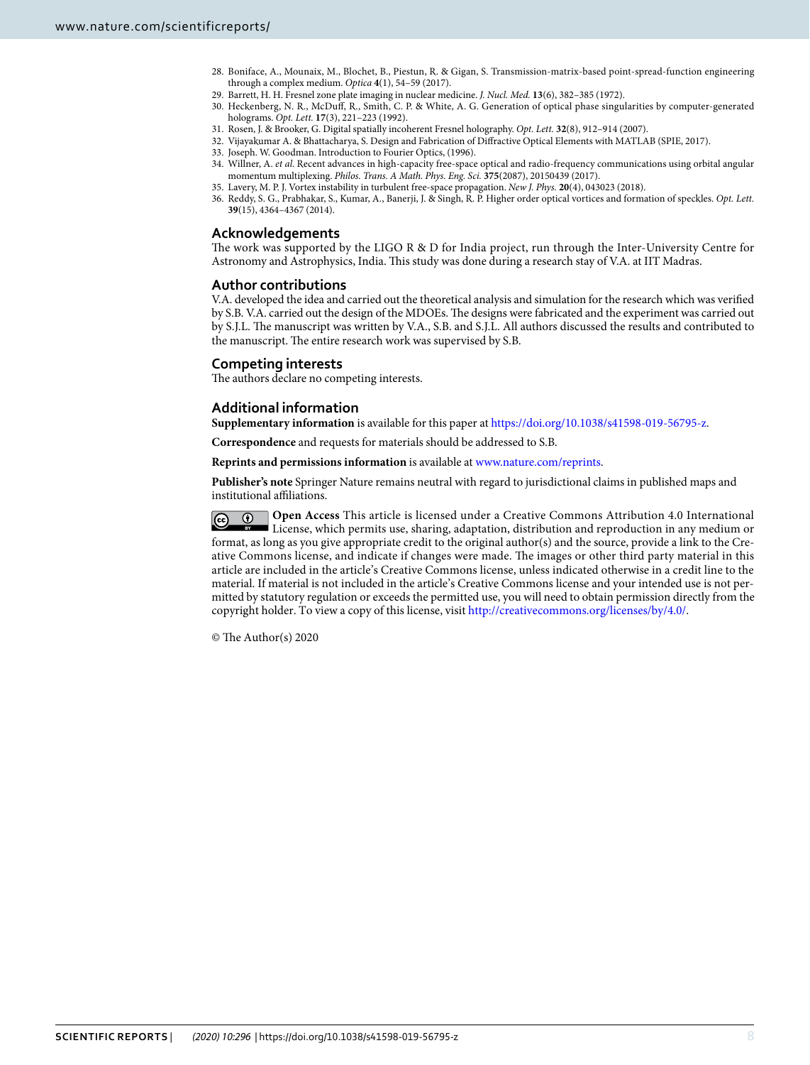28. Boniface, A., Mounaix, M., Blochet, B., Piestun, R. & Gigan, S. Transmission-matrix-based point-spread-function engineering through a complex medium. *Optica* **4**(1), 54–59 (2017).
29. Barrett, H. H. Fresnel zone plate imaging in nuclear medicine. *J. Nucl. Med.* **13**(6), 382–385 (1972).
30. Heckenberg, N. R., McDuff, R., Smith, C. P. & White, A. G. Generation of optical phase singularities by computer-generated holograms. *Opt. Lett.* **17**(3), 221–223 (1992).
31. Rosen, J. & Brooker, G. Digital spatially incoherent Fresnel holography. *Opt. Lett.* **32**(8), 912–914 (2007).
32. Vijayakumar A. & Bhattacharya, S. Design and Fabrication of Diffractive Optical Elements with MATLAB (SPIE, 2017).
33. Joseph. W. Goodman. Introduction to Fourier Optics, (1996).
34. Willner, A. *et al*. Recent advances in high-capacity free-space optical and radio-frequency communications using orbital angular momentum multiplexing. *Philos. Trans. A Math. Phys. Eng. Sci.* **375**(2087), 20150439 (2017).
35. Lavery, M. P. J. Vortex instability in turbulent free-space propagation. *New J. Phys.* **20**(4), 043023 (2018).
36. Reddy, S. G., Prabhakar, S., Kumar, A., Banerji, J. & Singh, R. P. Higher order optical vortices and formation of speckles. *Opt. Lett.* **39**(15), 4364–4367 (2014).

## Acknowledgements

The work was supported by the LIGO R & D for India project, run through the Inter-University Centre for Astronomy and Astrophysics, India. This study was done during a research stay of V.A. at IIT Madras.

## Author contributions

V.A. developed the idea and carried out the theoretical analysis and simulation for the research which was verified by S.B. V.A. carried out the design of the MDOEs. The designs were fabricated and the experiment was carried out by S.J.L. The manuscript was written by V.A., S.B. and S.J.L. All authors discussed the results and contributed to the manuscript. The entire research work was supervised by S.B.

## Competing interests

The authors declare no competing interests.

## Additional information

**Supplementary information** is available for this paper at https://doi.org/10.1038/s41598-019-56795-z.

**Correspondence** and requests for materials should be addressed to S.B.

**Reprints and permissions information** is available at www.nature.com/reprints.

**Publisher's note** Springer Nature remains neutral with regard to jurisdictional claims in published maps and institutional affiliations.

**Open Access** This article is licensed under a Creative Commons Attribution 4.0 International License, which permits use, sharing, adaptation, distribution and reproduction in any medium or format, as long as you give appropriate credit to the original author(s) and the source, provide a link to the Creative Commons license, and indicate if changes were made. The images or other third party material in this article are included in the article's Creative Commons license, unless indicated otherwise in a credit line to the material. If material is not included in the article's Creative Commons license and your intended use is not permitted by statutory regulation or exceeds the permitted use, you will need to obtain permission directly from the copyright holder. To view a copy of this license, visit http://creativecommons.org/licenses/by/4.0/.

© The Author(s) 2020